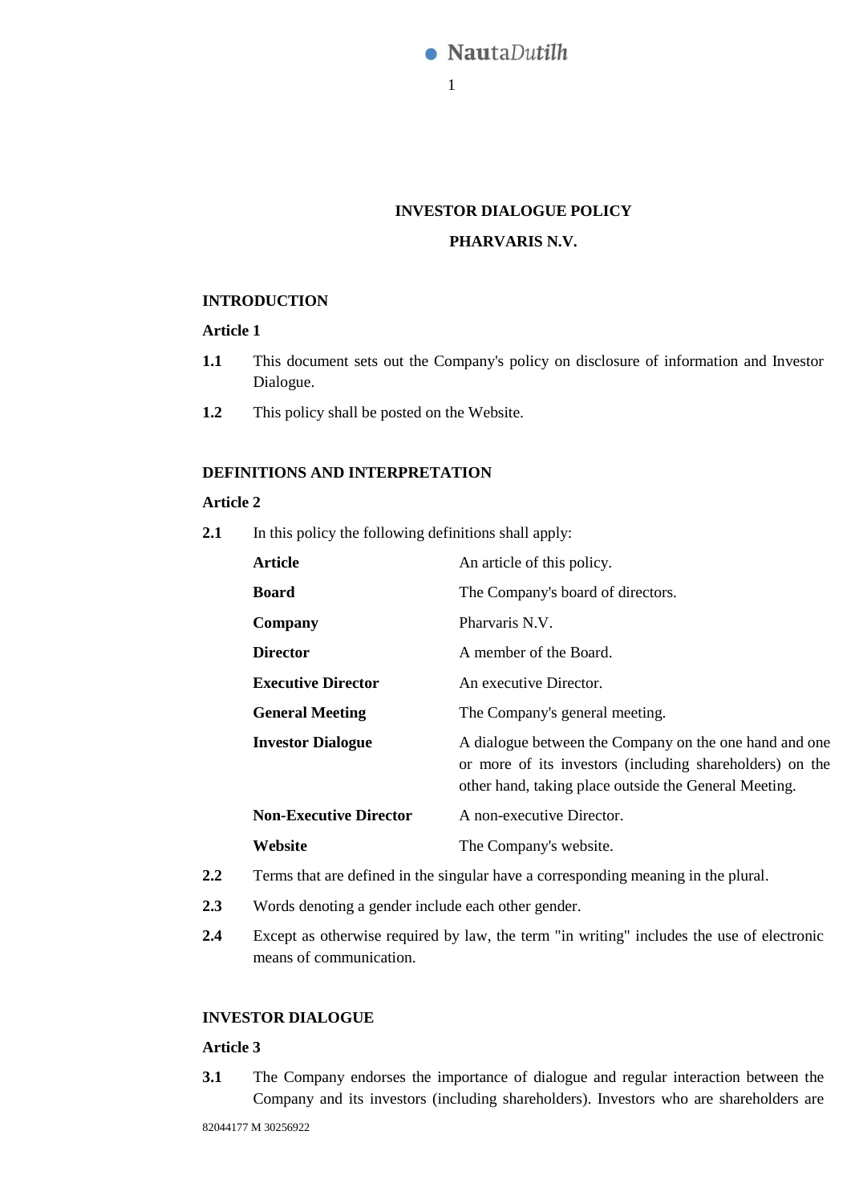# INVESTOR DIALOGUE POLICY

# PHARVARIS N.V.

## INTRODUCTION

### Article 1

**1.1** This document sets out the Company's policy on disclosure of information and Investor Dialogue.

**1.2** This policy shall be posted on the Website.

## DEFINITIONS AND INTERPRETATION

### Article 2

**2.1** In this policy the following definitions shall apply:

| | |
|---|---|
| **Article** | An article of this policy. |
| **Board** | The Company's board of directors. |
| **Company** | Pharvaris N.V. |
| **Director** | A member of the Board. |
| **Executive Director** | An executive Director. |
| **General Meeting** | The Company's general meeting. |
| **Investor Dialogue** | A dialogue between the Company on the one hand and one or more of its investors (including shareholders) on the other hand, taking place outside the General Meeting. |
| **Non-Executive Director** | A non-executive Director. |
| **Website** | The Company's website. |

**2.2** Terms that are defined in the singular have a corresponding meaning in the plural.

**2.3** Words denoting a gender include each other gender.

**2.4** Except as otherwise required by law, the term "in writing" includes the use of electronic means of communication.

## INVESTOR DIALOGUE

### Article 3

**3.1** The Company endorses the importance of dialogue and regular interaction between the Company and its investors (including shareholders). Investors who are shareholders are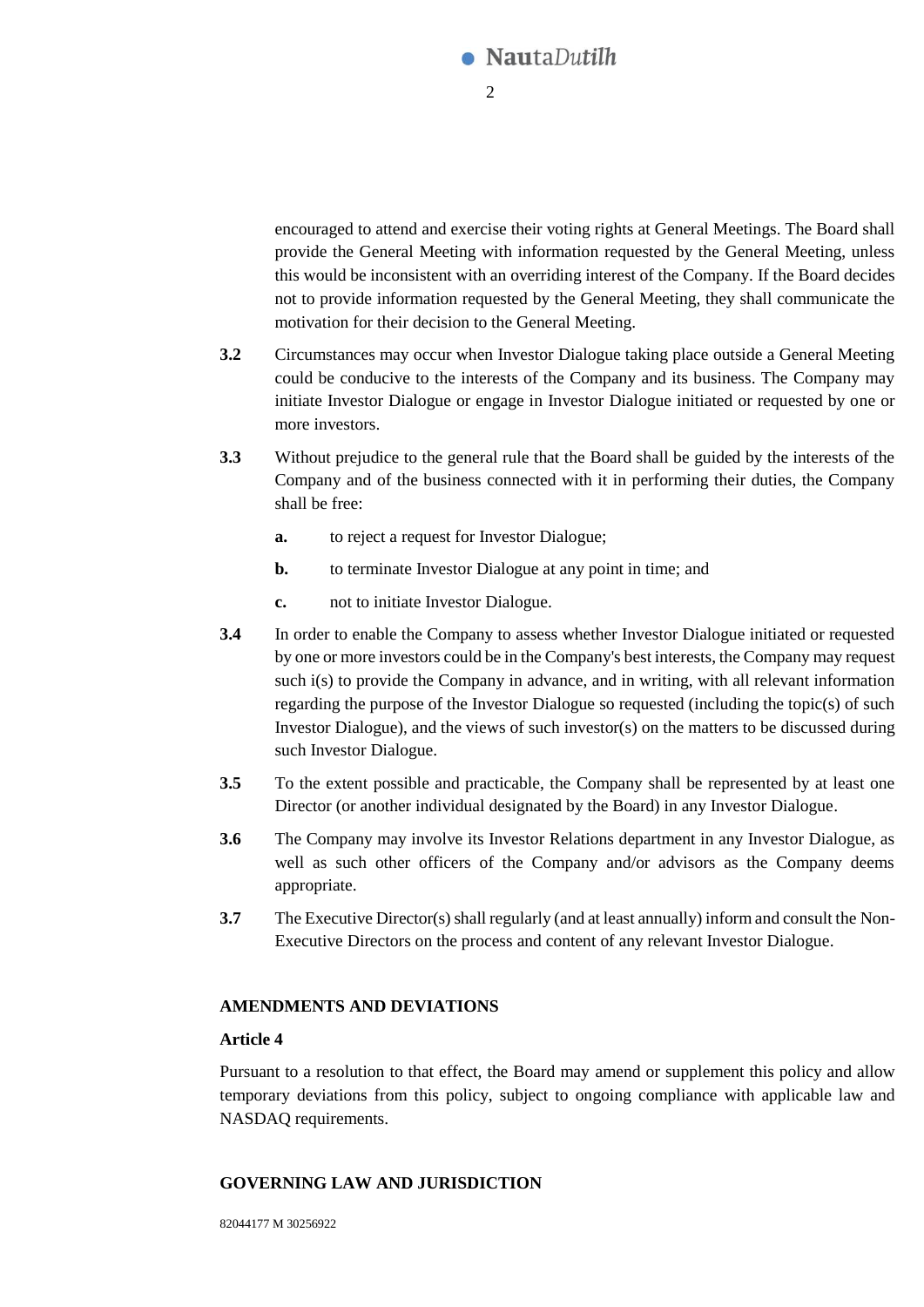encouraged to attend and exercise their voting rights at General Meetings. The Board shall provide the General Meeting with information requested by the General Meeting, unless this would be inconsistent with an overriding interest of the Company. If the Board decides not to provide information requested by the General Meeting, they shall communicate the motivation for their decision to the General Meeting.

**3.2** Circumstances may occur when Investor Dialogue taking place outside a General Meeting could be conducive to the interests of the Company and its business. The Company may initiate Investor Dialogue or engage in Investor Dialogue initiated or requested by one or more investors.

**3.3** Without prejudice to the general rule that the Board shall be guided by the interests of the Company and of the business connected with it in performing their duties, the Company shall be free:

- **a.** to reject a request for Investor Dialogue;
- **b.** to terminate Investor Dialogue at any point in time; and
- **c.** not to initiate Investor Dialogue.

**3.4** In order to enable the Company to assess whether Investor Dialogue initiated or requested by one or more investors could be in the Company's best interests, the Company may request such i(s) to provide the Company in advance, and in writing, with all relevant information regarding the purpose of the Investor Dialogue so requested (including the topic(s) of such Investor Dialogue), and the views of such investor(s) on the matters to be discussed during such Investor Dialogue.

**3.5** To the extent possible and practicable, the Company shall be represented by at least one Director (or another individual designated by the Board) in any Investor Dialogue.

**3.6** The Company may involve its Investor Relations department in any Investor Dialogue, as well as such other officers of the Company and/or advisors as the Company deems appropriate.

**3.7** The Executive Director(s) shall regularly (and at least annually) inform and consult the Non-Executive Directors on the process and content of any relevant Investor Dialogue.

**AMENDMENTS AND DEVIATIONS**

**Article 4**

Pursuant to a resolution to that effect, the Board may amend or supplement this policy and allow temporary deviations from this policy, subject to ongoing compliance with applicable law and NASDAQ requirements.

**GOVERNING LAW AND JURISDICTION**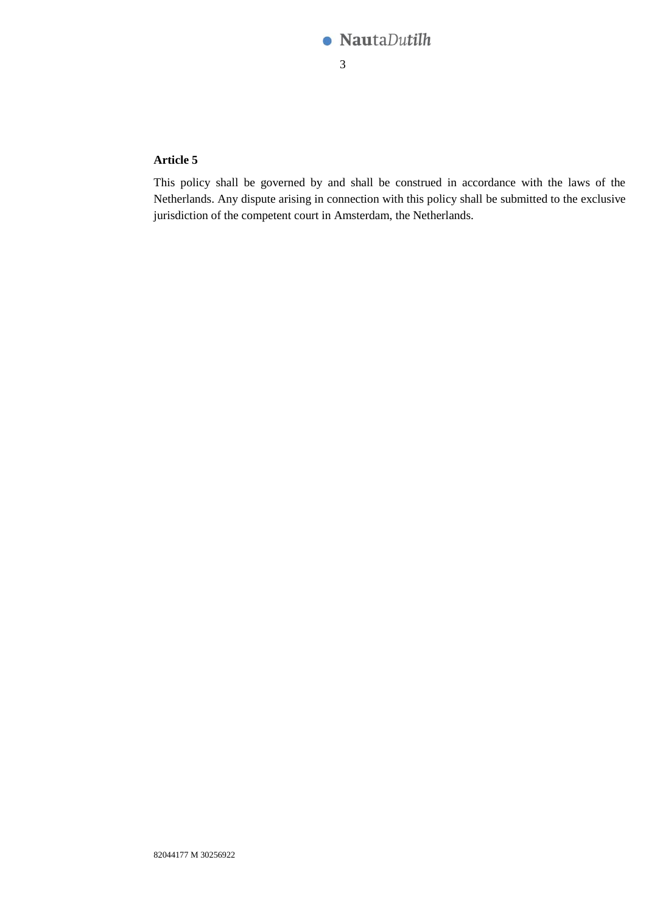**Article 5**

This policy shall be governed by and shall be construed in accordance with the laws of the Netherlands. Any dispute arising in connection with this policy shall be submitted to the exclusive jurisdiction of the competent court in Amsterdam, the Netherlands.